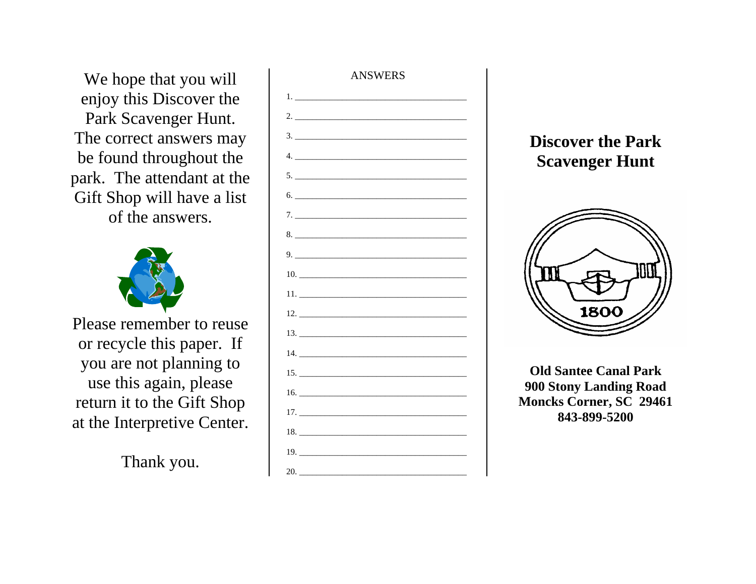We hope that you will enjoy this Discover the Park Scavenger Hunt. The correct answers may be found throughout the park. The attendant at the Gift Shop will have a list of the answers.

Please remember to reuse or recycle this paper. If you are not planning to use this again, please return it to the Gift Shop at the Interpretive Center.

Thank you.

ANSWERS

1. ______________________________
2. ______________________________
3. ______________________________
4. ______________________________
5. ______________________________
6. ______________________________
7. ______________________________
8. ______________________________
9. ______________________________
10. ______________________________
11. ______________________________
12. ______________________________
13. ______________________________
14. ______________________________
15. ______________________________
16. ______________________________
17. ______________________________
18. ______________________________
19. ______________________________
20. ______________________________

# Discover the Park Scavenger Hunt

1800

**Old Santee Canal Park**
**900 Stony Landing Road**
**Moncks Corner, SC 29461**
**843-899-5200**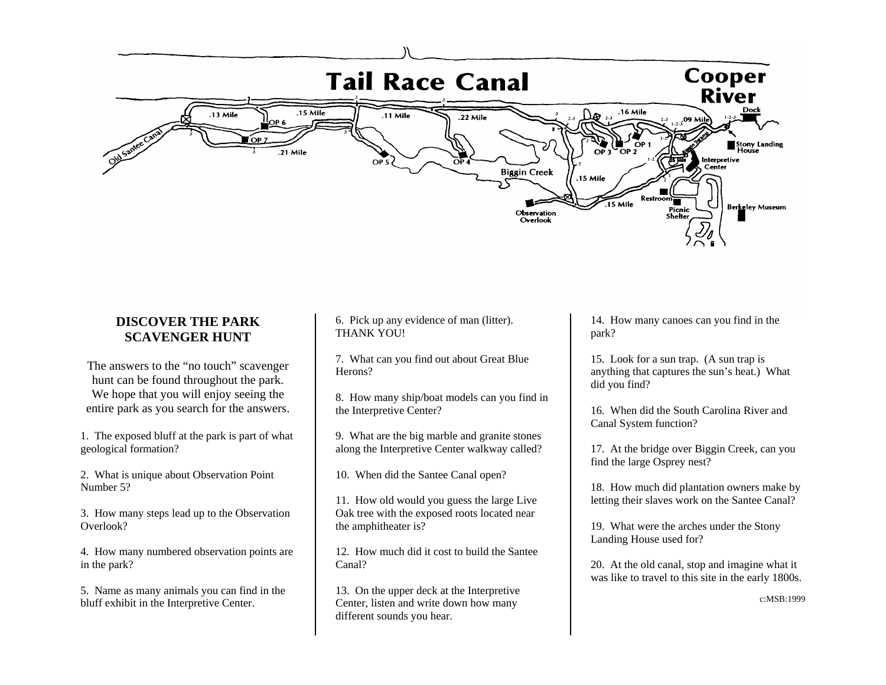Tail Race Canal

Cooper River

Dock

.13 Mile

.15 Mile

.11 Mile

.22 Mile

.16 Mile

.09 Mile

OP 6

OP 7

.21 Mile

Old Santee Canal

OP 5

OP 4

OP 3

OP 2

OP 1

Biggin Creek

Biggin Swamp

Stony Landing House

Interpretive Center

.05 Mile

.15 Mile

.15 Mile

Observation Overlook

Restroom

Picnic Shelter

Berkeley Museum

## DISCOVER THE PARK SCAVENGER HUNT

The answers to the "no touch" scavenger hunt can be found throughout the park. We hope that you will enjoy seeing the entire park as you search for the answers.

1. The exposed bluff at the park is part of what geological formation?

2. What is unique about Observation Point Number 5?

3. How many steps lead up to the Observation Overlook?

4. How many numbered observation points are in the park?

5. Name as many animals you can find in the bluff exhibit in the Interpretive Center.

6. Pick up any evidence of man (litter). THANK YOU!

7. What can you find out about Great Blue Herons?

8. How many ship/boat models can you find in the Interpretive Center?

9. What are the big marble and granite stones along the Interpretive Center walkway called?

10. When did the Santee Canal open?

11. How old would you guess the large Live Oak tree with the exposed roots located near the amphitheater is?

12. How much did it cost to build the Santee Canal?

13. On the upper deck at the Interpretive Center, listen and write down how many different sounds you hear.

14. How many canoes can you find in the park?

15. Look for a sun trap. (A sun trap is anything that captures the sun's heat.) What did you find?

16. When did the South Carolina River and Canal System function?

17. At the bridge over Biggin Creek, can you find the large Osprey nest?

18. How much did plantation owners make by letting their slaves work on the Santee Canal?

19. What were the arches under the Stony Landing House used for?

20. At the old canal, stop and imagine what it was like to travel to this site in the early 1800s.

c:MSB:1999